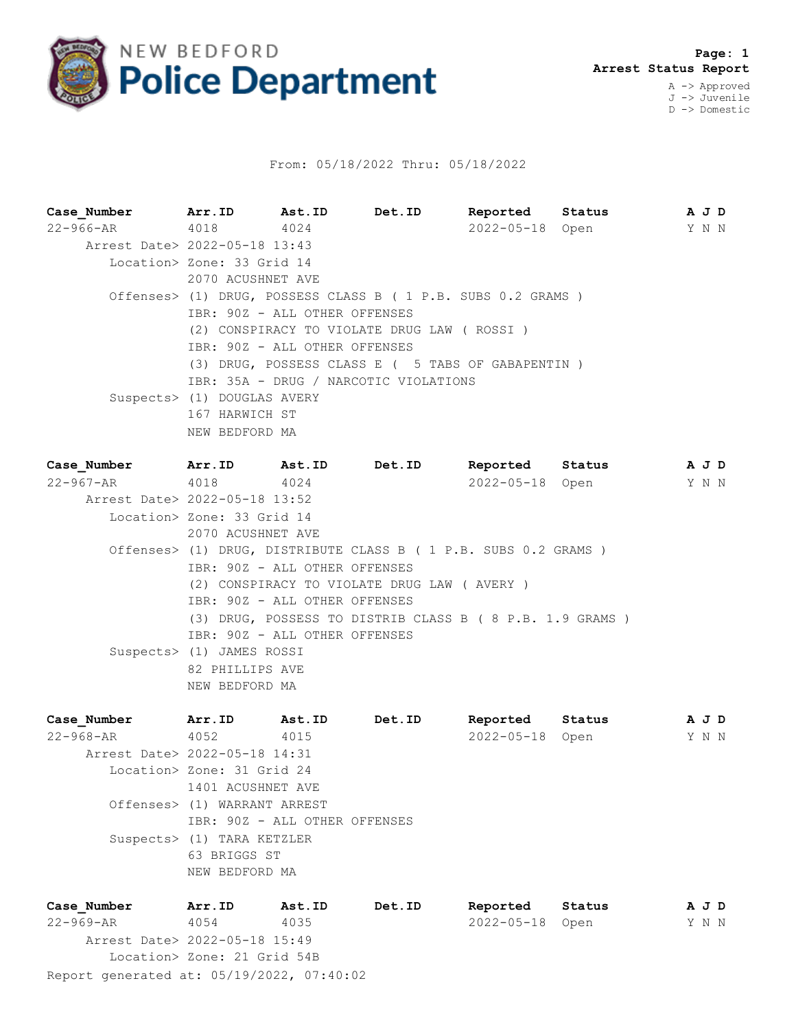# NEW BEDFORD Police Department

**Page: 1**
**Arrest Status Report**

A -> Approved
J -> Juvenile
D -> Domestic

From: 05/18/2022 Thru: 05/18/2022

| Case_Number | Arr.ID | Ast.ID | Det.ID | Reported | Status | A J D |
|---|---|---|---|---|---|---|
| 22-966-AR | 4018 | 4024 | | 2022-05-18 | Open | Y N N |

Arrest Date> 2022-05-18 13:43
Location> Zone: 33 Grid 14
2070 ACUSHNET AVE
Offenses> (1) DRUG, POSSESS CLASS B ( 1 P.B. SUBS 0.2 GRAMS )
IBR: 90Z - ALL OTHER OFFENSES
(2) CONSPIRACY TO VIOLATE DRUG LAW ( ROSSI )
IBR: 90Z - ALL OTHER OFFENSES
(3) DRUG, POSSESS CLASS E ( 5 TABS OF GABAPENTIN )
IBR: 35A - DRUG / NARCOTIC VIOLATIONS
Suspects> (1) DOUGLAS AVERY
167 HARWICH ST
NEW BEDFORD MA

| Case_Number | Arr.ID | Ast.ID | Det.ID | Reported | Status | A J D |
|---|---|---|---|---|---|---|
| 22-967-AR | 4018 | 4024 | | 2022-05-18 | Open | Y N N |

Arrest Date> 2022-05-18 13:52
Location> Zone: 33 Grid 14
2070 ACUSHNET AVE
Offenses> (1) DRUG, DISTRIBUTE CLASS B ( 1 P.B. SUBS 0.2 GRAMS )
IBR: 90Z - ALL OTHER OFFENSES
(2) CONSPIRACY TO VIOLATE DRUG LAW ( AVERY )
IBR: 90Z - ALL OTHER OFFENSES
(3) DRUG, POSSESS TO DISTRIB CLASS B ( 8 P.B. 1.9 GRAMS )
IBR: 90Z - ALL OTHER OFFENSES
Suspects> (1) JAMES ROSSI
82 PHILLIPS AVE
NEW BEDFORD MA

| Case_Number | Arr.ID | Ast.ID | Det.ID | Reported | Status | A J D |
|---|---|---|---|---|---|---|
| 22-968-AR | 4052 | 4015 | | 2022-05-18 | Open | Y N N |

Arrest Date> 2022-05-18 14:31
Location> Zone: 31 Grid 24
1401 ACUSHNET AVE
Offenses> (1) WARRANT ARREST
IBR: 90Z - ALL OTHER OFFENSES
Suspects> (1) TARA KETZLER
63 BRIGGS ST
NEW BEDFORD MA

| Case_Number | Arr.ID | Ast.ID | Det.ID | Reported | Status | A J D |
|---|---|---|---|---|---|---|
| 22-969-AR | 4054 | 4035 | | 2022-05-18 | Open | Y N N |

Arrest Date> 2022-05-18 15:49
Location> Zone: 21 Grid 54B

Report generated at: 05/19/2022, 07:40:02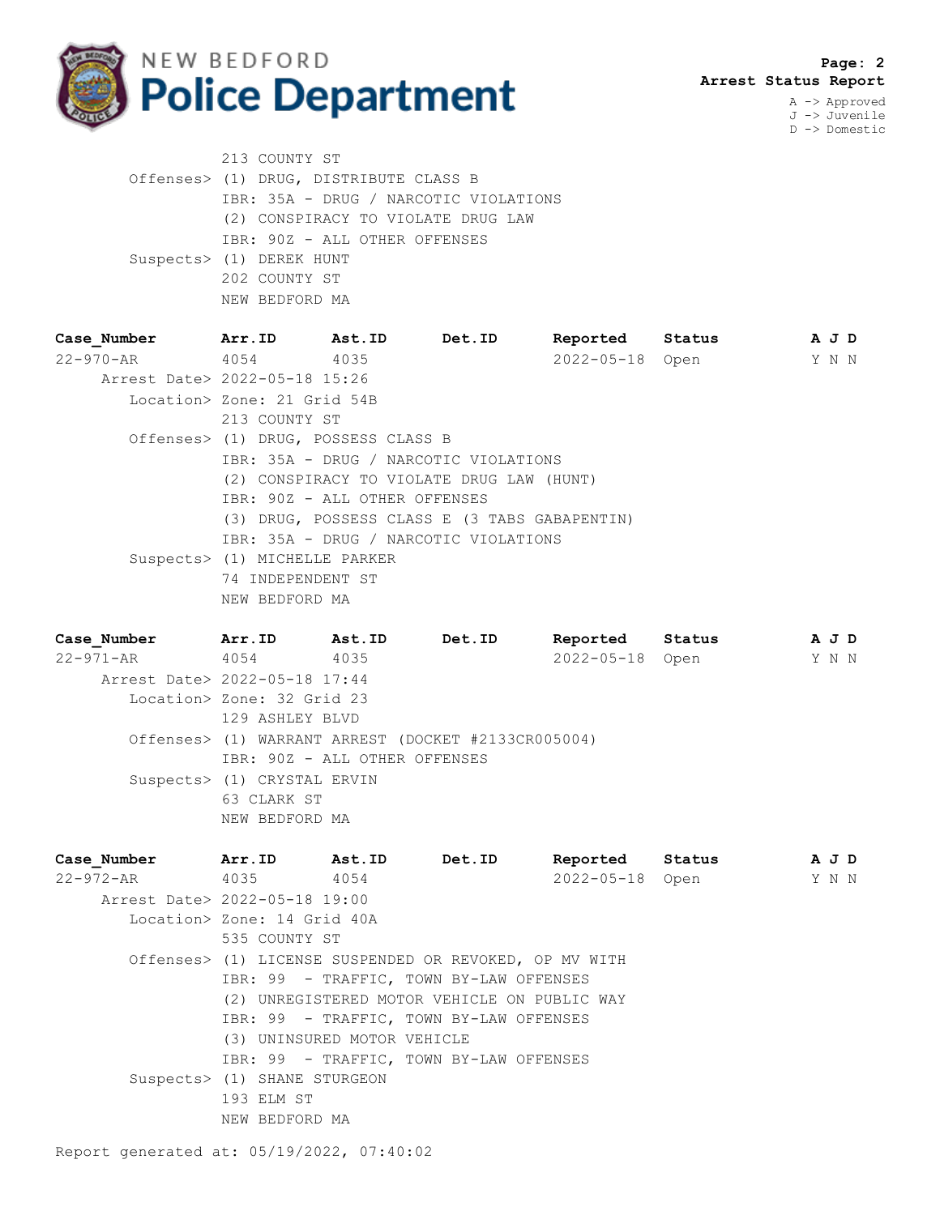213 COUNTY ST

Offenses> (1) DRUG, DISTRIBUTE CLASS B
IBR: 35A - DRUG / NARCOTIC VIOLATIONS
(2) CONSPIRACY TO VIOLATE DRUG LAW
IBR: 90Z - ALL OTHER OFFENSES

Suspects> (1) DEREK HUNT
202 COUNTY ST
NEW BEDFORD MA

| Case_Number | Arr.ID | Ast.ID | Det.ID | Reported | Status | A | J | D |
|---|---|---|---|---|---|---|---|---|
| 22-970-AR | 4054 | 4035 | | 2022-05-18 | Open | Y | N | N |

Arrest Date> 2022-05-18 15:26

Location> Zone: 21 Grid 54B
213 COUNTY ST

Offenses> (1) DRUG, POSSESS CLASS B
IBR: 35A - DRUG / NARCOTIC VIOLATIONS
(2) CONSPIRACY TO VIOLATE DRUG LAW (HUNT)
IBR: 90Z - ALL OTHER OFFENSES
(3) DRUG, POSSESS CLASS E (3 TABS GABAPENTIN)
IBR: 35A - DRUG / NARCOTIC VIOLATIONS

Suspects> (1) MICHELLE PARKER
74 INDEPENDENT ST
NEW BEDFORD MA

| Case_Number | Arr.ID | Ast.ID | Det.ID | Reported | Status | A | J | D |
|---|---|---|---|---|---|---|---|---|
| 22-971-AR | 4054 | 4035 | | 2022-05-18 | Open | Y | N | N |

Arrest Date> 2022-05-18 17:44

Location> Zone: 32 Grid 23
129 ASHLEY BLVD

Offenses> (1) WARRANT ARREST (DOCKET #2133CR005004)
IBR: 90Z - ALL OTHER OFFENSES

Suspects> (1) CRYSTAL ERVIN
63 CLARK ST
NEW BEDFORD MA

| Case_Number | Arr.ID | Ast.ID | Det.ID | Reported | Status | A | J | D |
|---|---|---|---|---|---|---|---|---|
| 22-972-AR | 4035 | 4054 | | 2022-05-18 | Open | Y | N | N |

Arrest Date> 2022-05-18 19:00

Location> Zone: 14 Grid 40A
535 COUNTY ST

Offenses> (1) LICENSE SUSPENDED OR REVOKED, OP MV WITH
IBR: 99 - TRAFFIC, TOWN BY-LAW OFFENSES
(2) UNREGISTERED MOTOR VEHICLE ON PUBLIC WAY
IBR: 99 - TRAFFIC, TOWN BY-LAW OFFENSES
(3) UNINSURED MOTOR VEHICLE
IBR: 99 - TRAFFIC, TOWN BY-LAW OFFENSES

Suspects> (1) SHANE STURGEON
193 ELM ST
NEW BEDFORD MA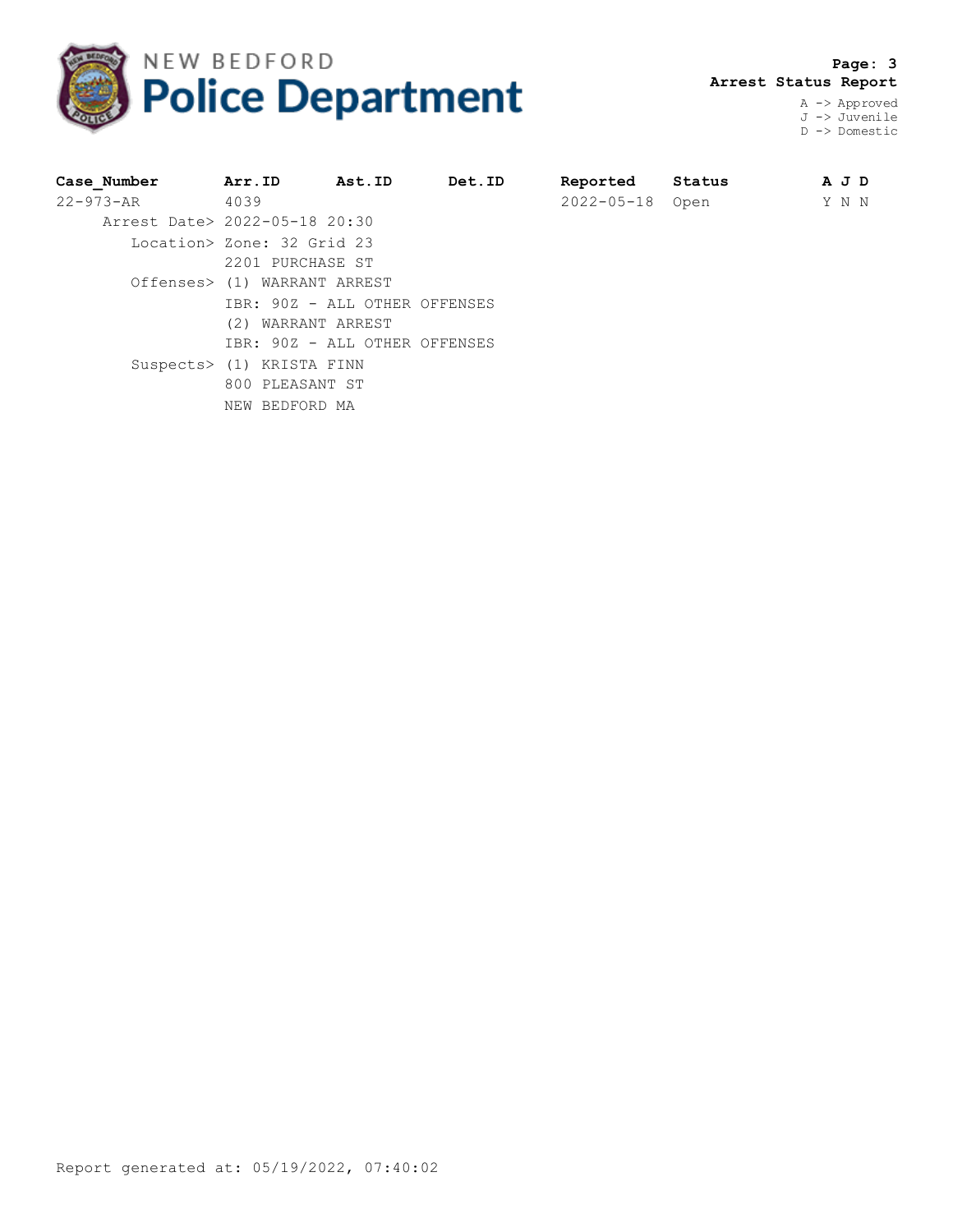NEW BEDFORD
# Police Department

**Arrest Status Report**

A -> Approved
J -> Juvenile
D -> Domestic

| Case_Number | Arr.ID | Ast.ID | Det.ID | Reported | Status | A | J | D |
|---|---|---|---|---|---|---|---|---|
| 22-973-AR | 4039 | | | 2022-05-18 | Open | Y | N | N |

Arrest Date> 2022-05-18 20:30
Location> Zone: 32 Grid 23
2201 PURCHASE ST
Offenses> (1) WARRANT ARREST
IBR: 90Z - ALL OTHER OFFENSES
(2) WARRANT ARREST
IBR: 90Z - ALL OTHER OFFENSES
Suspects> (1) KRISTA FINN
800 PLEASANT ST
NEW BEDFORD MA

Report generated at: 05/19/2022, 07:40:02